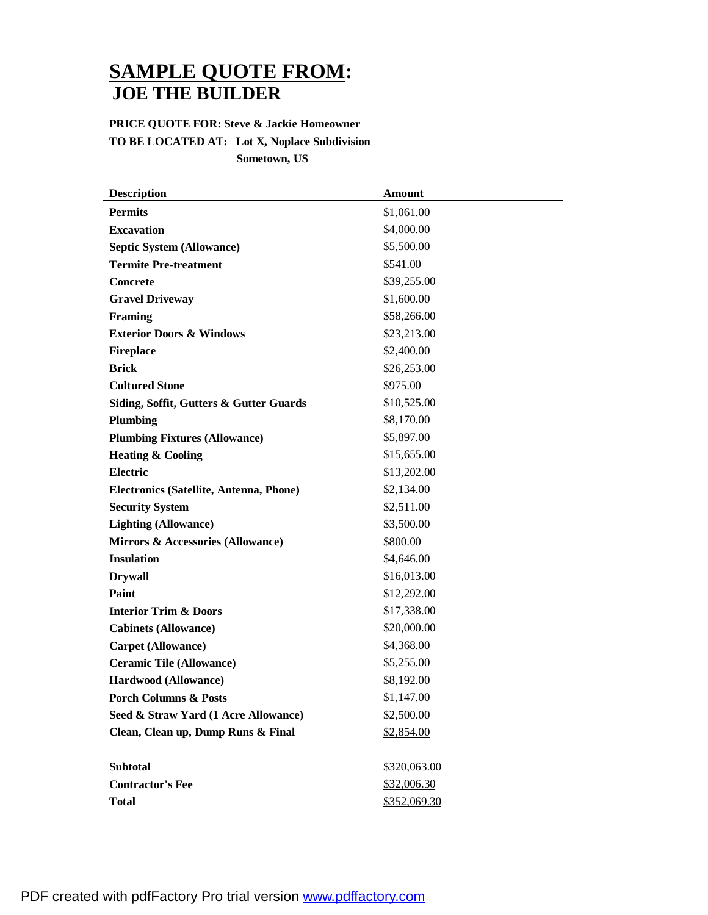# SAMPLE QUOTE FROM:
# JOE THE BUILDER

**PRICE QUOTE FOR: Steve & Jackie Homeowner**

**TO BE LOCATED AT: Lot X, Noplace Subdivision**
**Sometown, US**

| Description | Amount |
|---|---|
| **Permits** | $1,061.00 |
| **Excavation** | $4,000.00 |
| **Septic System (Allowance)** | $5,500.00 |
| **Termite Pre-treatment** | $541.00 |
| **Concrete** | $39,255.00 |
| **Gravel Driveway** | $1,600.00 |
| **Framing** | $58,266.00 |
| **Exterior Doors & Windows** | $23,213.00 |
| **Fireplace** | $2,400.00 |
| **Brick** | $26,253.00 |
| **Cultured Stone** | $975.00 |
| **Siding, Soffit, Gutters & Gutter Guards** | $10,525.00 |
| **Plumbing** | $8,170.00 |
| **Plumbing Fixtures (Allowance)** | $5,897.00 |
| **Heating & Cooling** | $15,655.00 |
| **Electric** | $13,202.00 |
| **Electronics (Satellite, Antenna, Phone)** | $2,134.00 |
| **Security System** | $2,511.00 |
| **Lighting (Allowance)** | $3,500.00 |
| **Mirrors & Accessories (Allowance)** | $800.00 |
| **Insulation** | $4,646.00 |
| **Drywall** | $16,013.00 |
| **Paint** | $12,292.00 |
| **Interior Trim & Doors** | $17,338.00 |
| **Cabinets (Allowance)** | $20,000.00 |
| **Carpet (Allowance)** | $4,368.00 |
| **Ceramic Tile (Allowance)** | $5,255.00 |
| **Hardwood (Allowance)** | $8,192.00 |
| **Porch Columns & Posts** | $1,147.00 |
| **Seed & Straw Yard (1 Acre Allowance)** | $2,500.00 |
| **Clean, Clean up, Dump Runs & Final** | $2,854.00 |
| | |
| **Subtotal** | $320,063.00 |
| **Contractor's Fee** | $32,006.30 |
| **Total** | $352,069.30 |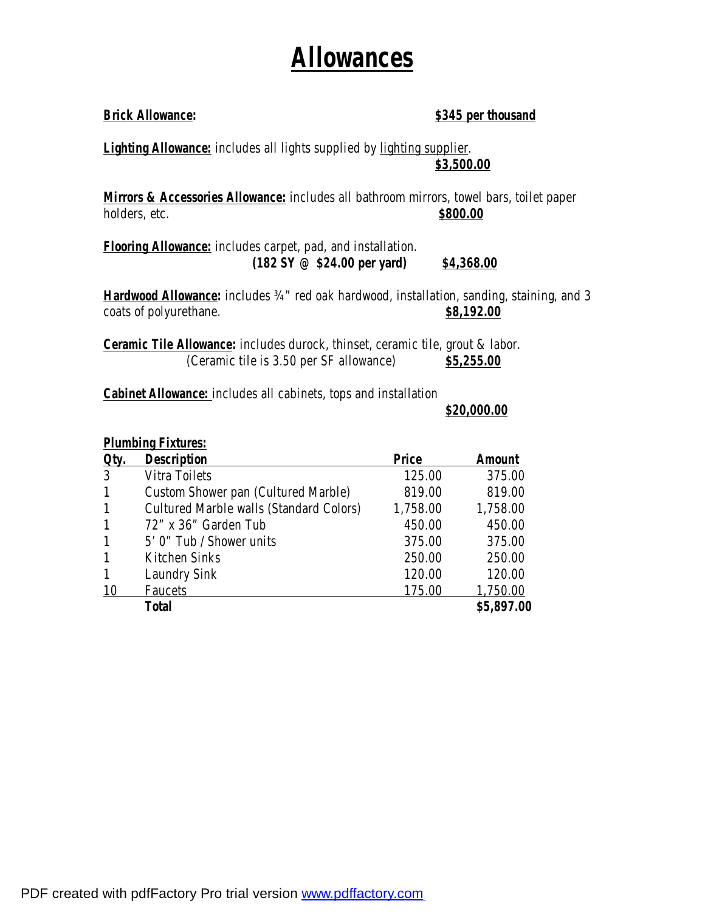# Allowances

**Brick Allowance:** **$345 per thousand**

**Lighting Allowance:** includes all lights supplied by lighting supplier.
**$3,500.00**

**Mirrors & Accessories Allowance:** includes all bathroom mirrors, towel bars, toilet paper holders, etc. **$800.00**

**Flooring Allowance:** includes carpet, pad, and installation.
**(182 SY @ $24.00 per yard)** **$4,368.00**

**Hardwood Allowance:** includes ¾" red oak hardwood, installation, sanding, staining, and 3 coats of polyurethane. **$8,192.00**

**Ceramic Tile Allowance:** includes durock, thinset, ceramic tile, grout & labor.
(Ceramic tile is 3.50 per SF allowance) **$5,255.00**

**Cabinet Allowance:** includes all cabinets, tops and installation
**$20,000.00**

**Plumbing Fixtures:**

| Qty. | Description | Price | Amount |
|---|---|---|---|
| 3 | Vitra Toilets | 125.00 | 375.00 |
| 1 | Custom Shower pan (Cultured Marble) | 819.00 | 819.00 |
| 1 | Cultured Marble walls (Standard Colors) | 1,758.00 | 1,758.00 |
| 1 | 72" x 36" Garden Tub | 450.00 | 450.00 |
| 1 | 5' 0" Tub / Shower units | 375.00 | 375.00 |
| 1 | Kitchen Sinks | 250.00 | 250.00 |
| 1 | Laundry Sink | 120.00 | 120.00 |
| 10 | Faucets | 175.00 | 1,750.00 |
| | **Total** | | **$5,897.00** |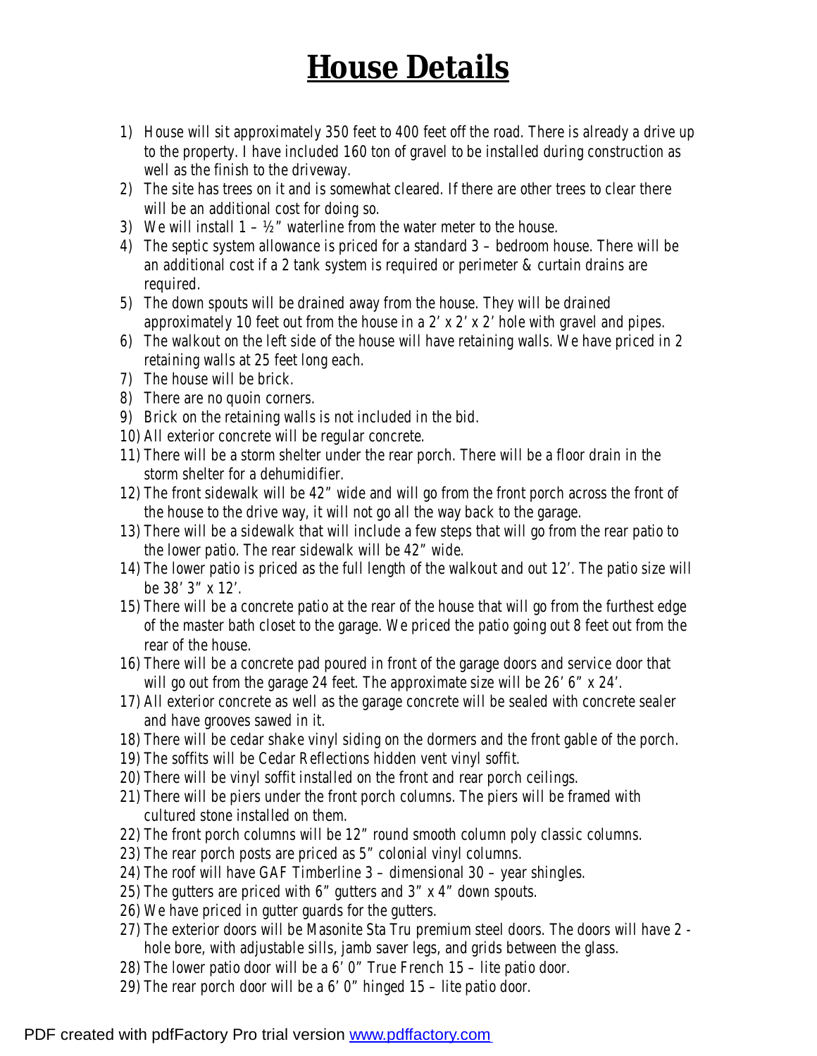# House Details

1) House will sit approximately 350 feet to 400 feet off the road. There is already a drive up to the property. I have included 160 ton of gravel to be installed during construction as well as the finish to the driveway.
2) The site has trees on it and is somewhat cleared. If there are other trees to clear there will be an additional cost for doing so.
3) We will install 1 – ½" waterline from the water meter to the house.
4) The septic system allowance is priced for a standard 3 – bedroom house. There will be an additional cost if a 2 tank system is required or perimeter & curtain drains are required.
5) The down spouts will be drained away from the house. They will be drained approximately 10 feet out from the house in a 2' x 2' x 2' hole with gravel and pipes.
6) The walkout on the left side of the house will have retaining walls. We have priced in 2 retaining walls at 25 feet long each.
7) The house will be brick.
8) There are no quoin corners.
9) Brick on the retaining walls is not included in the bid.
10) All exterior concrete will be regular concrete.
11) There will be a storm shelter under the rear porch. There will be a floor drain in the storm shelter for a dehumidifier.
12) The front sidewalk will be 42" wide and will go from the front porch across the front of the house to the drive way, it will not go all the way back to the garage.
13) There will be a sidewalk that will include a few steps that will go from the rear patio to the lower patio. The rear sidewalk will be 42" wide.
14) The lower patio is priced as the full length of the walkout and out 12'. The patio size will be 38' 3" x 12'.
15) There will be a concrete patio at the rear of the house that will go from the furthest edge of the master bath closet to the garage. We priced the patio going out 8 feet out from the rear of the house.
16) There will be a concrete pad poured in front of the garage doors and service door that will go out from the garage 24 feet. The approximate size will be 26' 6" x 24'.
17) All exterior concrete as well as the garage concrete will be sealed with concrete sealer and have grooves sawed in it.
18) There will be cedar shake vinyl siding on the dormers and the front gable of the porch.
19) The soffits will be Cedar Reflections hidden vent vinyl soffit.
20) There will be vinyl soffit installed on the front and rear porch ceilings.
21) There will be piers under the front porch columns. The piers will be framed with cultured stone installed on them.
22) The front porch columns will be 12" round smooth column poly classic columns.
23) The rear porch posts are priced as 5" colonial vinyl columns.
24) The roof will have GAF Timberline 3 – dimensional 30 – year shingles.
25) The gutters are priced with 6" gutters and 3" x 4" down spouts.
26) We have priced in gutter guards for the gutters.
27) The exterior doors will be Masonite Sta Tru premium steel doors. The doors will have 2 - hole bore, with adjustable sills, jamb saver legs, and grids between the glass.
28) The lower patio door will be a 6' 0" True French 15 – lite patio door.
29) The rear porch door will be a 6' 0" hinged 15 – lite patio door.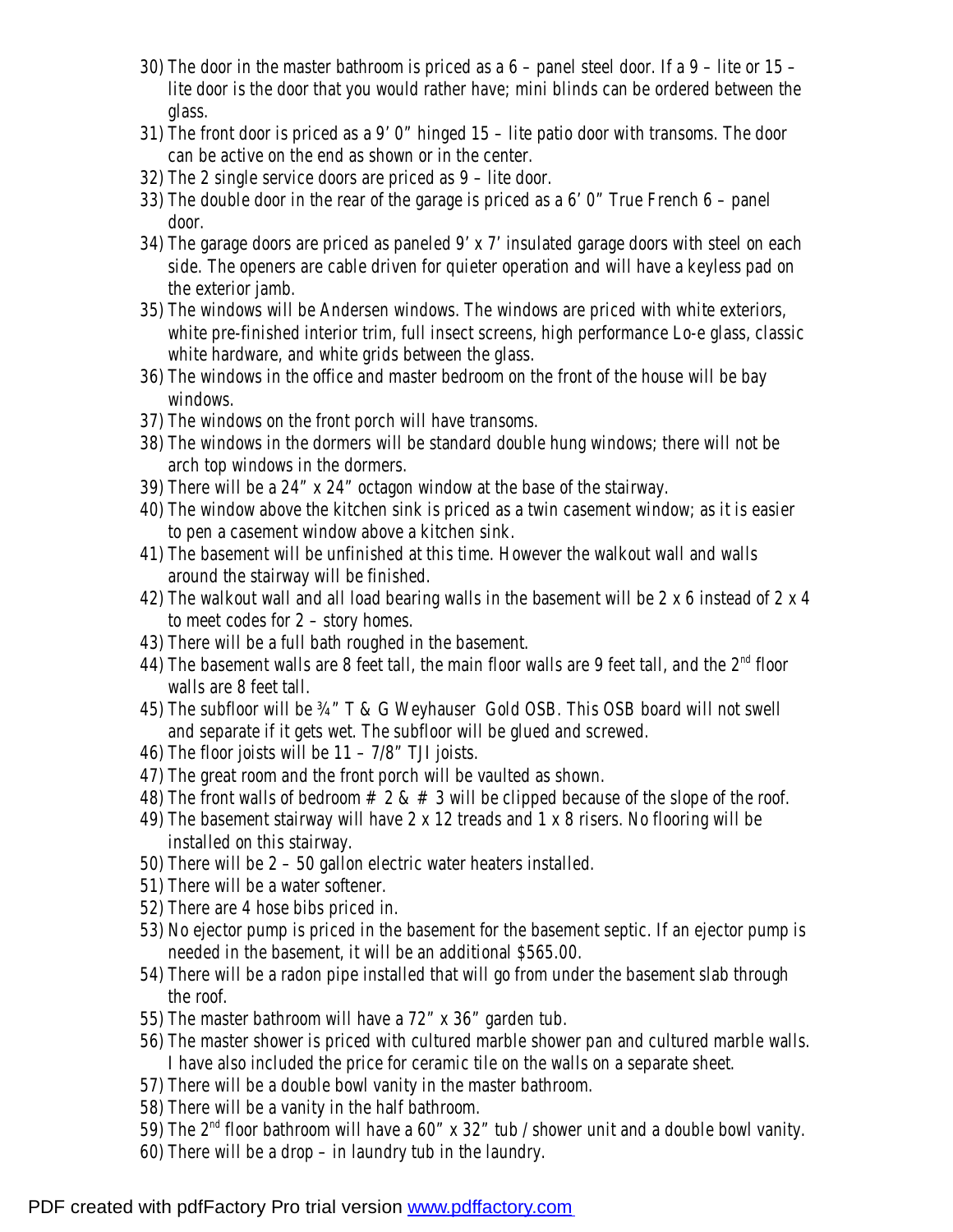30) The door in the master bathroom is priced as a 6 – panel steel door. If a 9 – lite or 15 – lite door is the door that you would rather have; mini blinds can be ordered between the glass.
31) The front door is priced as a 9' 0" hinged 15 – lite patio door with transoms. The door can be active on the end as shown or in the center.
32) The 2 single service doors are priced as 9 – lite door.
33) The double door in the rear of the garage is priced as a 6' 0" True French 6 – panel door.
34) The garage doors are priced as paneled 9' x 7' insulated garage doors with steel on each side. The openers are cable driven for quieter operation and will have a keyless pad on the exterior jamb.
35) The windows will be Andersen windows. The windows are priced with white exteriors, white pre-finished interior trim, full insect screens, high performance Lo-e glass, classic white hardware, and white grids between the glass.
36) The windows in the office and master bedroom on the front of the house will be bay windows.
37) The windows on the front porch will have transoms.
38) The windows in the dormers will be standard double hung windows; there will not be arch top windows in the dormers.
39) There will be a 24" x 24" octagon window at the base of the stairway.
40) The window above the kitchen sink is priced as a twin casement window; as it is easier to pen a casement window above a kitchen sink.
41) The basement will be unfinished at this time. However the walkout wall and walls around the stairway will be finished.
42) The walkout wall and all load bearing walls in the basement will be 2 x 6 instead of 2 x 4 to meet codes for 2 – story homes.
43) There will be a full bath roughed in the basement.
44) The basement walls are 8 feet tall, the main floor walls are 9 feet tall, and the 2nd floor walls are 8 feet tall.
45) The subfloor will be ¾" T & G Weyhauser Gold OSB. This OSB board will not swell and separate if it gets wet. The subfloor will be glued and screwed.
46) The floor joists will be 11 – 7/8" TJI joists.
47) The great room and the front porch will be vaulted as shown.
48) The front walls of bedroom # 2 & # 3 will be clipped because of the slope of the roof.
49) The basement stairway will have 2 x 12 treads and 1 x 8 risers. No flooring will be installed on this stairway.
50) There will be 2 – 50 gallon electric water heaters installed.
51) There will be a water softener.
52) There are 4 hose bibs priced in.
53) No ejector pump is priced in the basement for the basement septic. If an ejector pump is needed in the basement, it will be an additional $565.00.
54) There will be a radon pipe installed that will go from under the basement slab through the roof.
55) The master bathroom will have a 72" x 36" garden tub.
56) The master shower is priced with cultured marble shower pan and cultured marble walls. I have also included the price for ceramic tile on the walls on a separate sheet.
57) There will be a double bowl vanity in the master bathroom.
58) There will be a vanity in the half bathroom.
59) The 2nd floor bathroom will have a 60" x 32" tub / shower unit and a double bowl vanity.
60) There will be a drop – in laundry tub in the laundry.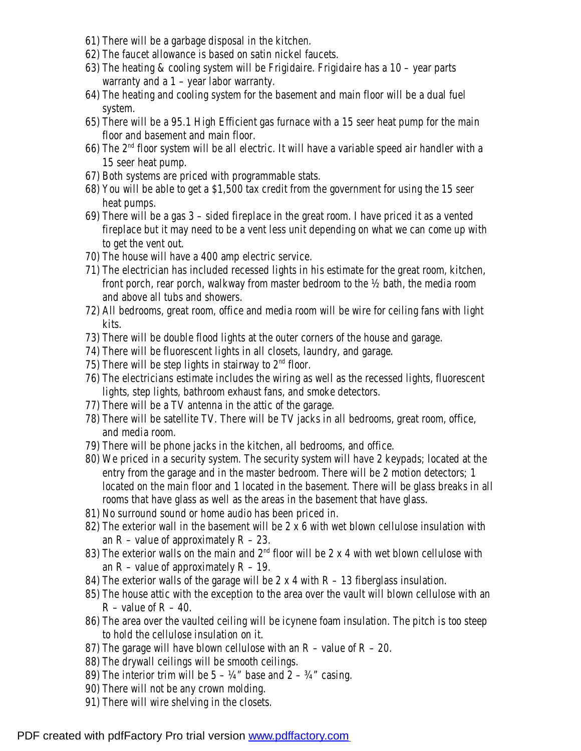61) There will be a garbage disposal in the kitchen.
62) The faucet allowance is based on satin nickel faucets.
63) The heating & cooling system will be Frigidaire. Frigidaire has a 10 – year parts warranty and a 1 – year labor warranty.
64) The heating and cooling system for the basement and main floor will be a dual fuel system.
65) There will be a 95.1 High Efficient gas furnace with a 15 seer heat pump for the main floor and basement and main floor.
66) The 2nd floor system will be all electric. It will have a variable speed air handler with a 15 seer heat pump.
67) Both systems are priced with programmable stats.
68) You will be able to get a $1,500 tax credit from the government for using the 15 seer heat pumps.
69) There will be a gas 3 – sided fireplace in the great room. I have priced it as a vented fireplace but it may need to be a vent less unit depending on what we can come up with to get the vent out.
70) The house will have a 400 amp electric service.
71) The electrician has included recessed lights in his estimate for the great room, kitchen, front porch, rear porch, walkway from master bedroom to the ½ bath, the media room and above all tubs and showers.
72) All bedrooms, great room, office and media room will be wire for ceiling fans with light kits.
73) There will be double flood lights at the outer corners of the house and garage.
74) There will be fluorescent lights in all closets, laundry, and garage.
75) There will be step lights in stairway to 2nd floor.
76) The electricians estimate includes the wiring as well as the recessed lights, fluorescent lights, step lights, bathroom exhaust fans, and smoke detectors.
77) There will be a TV antenna in the attic of the garage.
78) There will be satellite TV. There will be TV jacks in all bedrooms, great room, office, and media room.
79) There will be phone jacks in the kitchen, all bedrooms, and office.
80) We priced in a security system. The security system will have 2 keypads; located at the entry from the garage and in the master bedroom. There will be 2 motion detectors; 1 located on the main floor and 1 located in the basement. There will be glass breaks in all rooms that have glass as well as the areas in the basement that have glass.
81) No surround sound or home audio has been priced in.
82) The exterior wall in the basement will be 2 x 6 with wet blown cellulose insulation with an R – value of approximately R – 23.
83) The exterior walls on the main and 2nd floor will be 2 x 4 with wet blown cellulose with an R – value of approximately R – 19.
84) The exterior walls of the garage will be 2 x 4 with R – 13 fiberglass insulation.
85) The house attic with the exception to the area over the vault will blown cellulose with an R – value of R – 40.
86) The area over the vaulted ceiling will be icynene foam insulation. The pitch is too steep to hold the cellulose insulation on it.
87) The garage will have blown cellulose with an R – value of R – 20.
88) The drywall ceilings will be smooth ceilings.
89) The interior trim will be 5 – ¼" base and 2 – ¾" casing.
90) There will not be any crown molding.
91) There will wire shelving in the closets.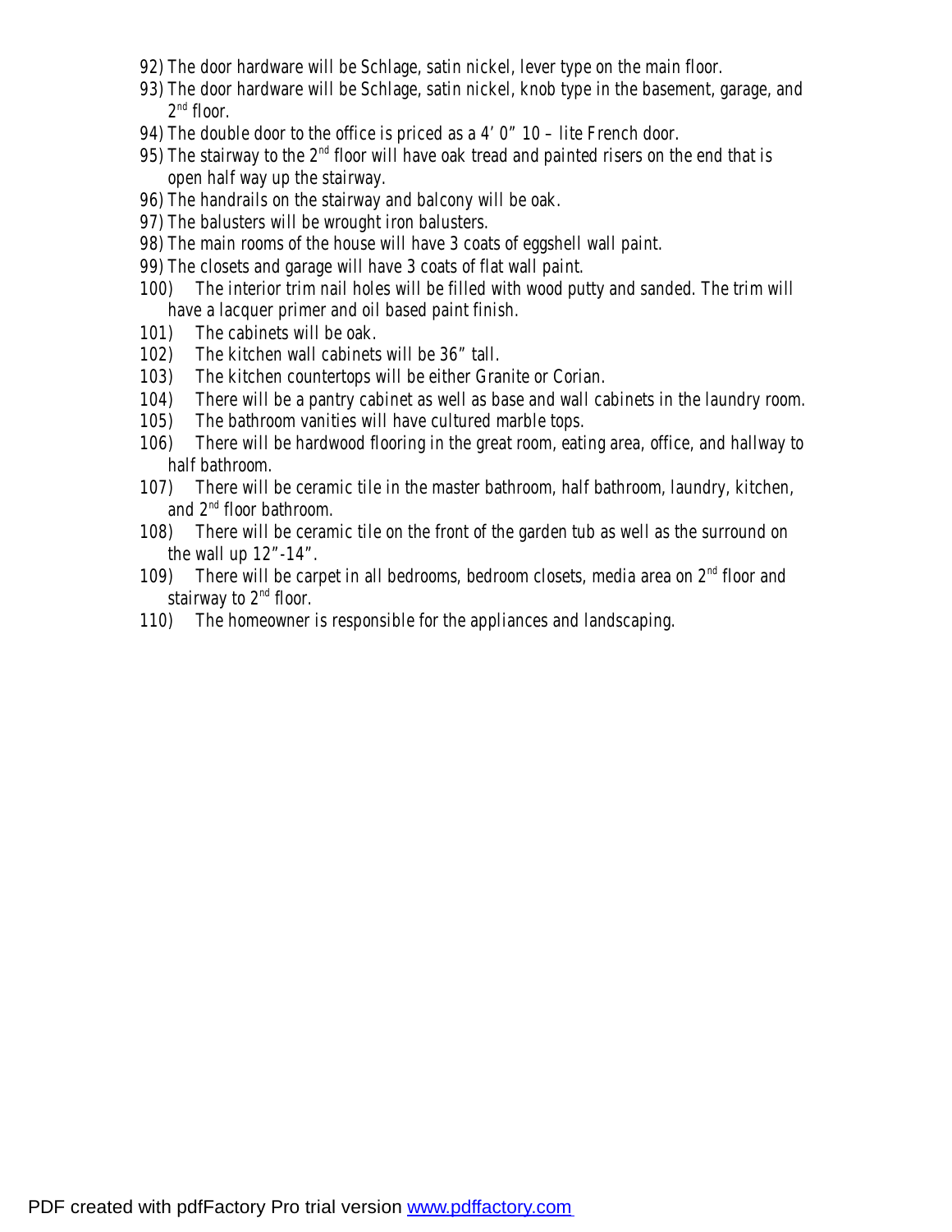92) The door hardware will be Schlage, satin nickel, lever type on the main floor.
93) The door hardware will be Schlage, satin nickel, knob type in the basement, garage, and 2nd floor.
94) The double door to the office is priced as a 4' 0" 10 – lite French door.
95) The stairway to the 2nd floor will have oak tread and painted risers on the end that is open half way up the stairway.
96) The handrails on the stairway and balcony will be oak.
97) The balusters will be wrought iron balusters.
98) The main rooms of the house will have 3 coats of eggshell wall paint.
99) The closets and garage will have 3 coats of flat wall paint.
100) The interior trim nail holes will be filled with wood putty and sanded. The trim will have a lacquer primer and oil based paint finish.
101) The cabinets will be oak.
102) The kitchen wall cabinets will be 36" tall.
103) The kitchen countertops will be either Granite or Corian.
104) There will be a pantry cabinet as well as base and wall cabinets in the laundry room.
105) The bathroom vanities will have cultured marble tops.
106) There will be hardwood flooring in the great room, eating area, office, and hallway to half bathroom.
107) There will be ceramic tile in the master bathroom, half bathroom, laundry, kitchen, and 2nd floor bathroom.
108) There will be ceramic tile on the front of the garden tub as well as the surround on the wall up 12"-14".
109) There will be carpet in all bedrooms, bedroom closets, media area on 2nd floor and stairway to 2nd floor.
110) The homeowner is responsible for the appliances and landscaping.